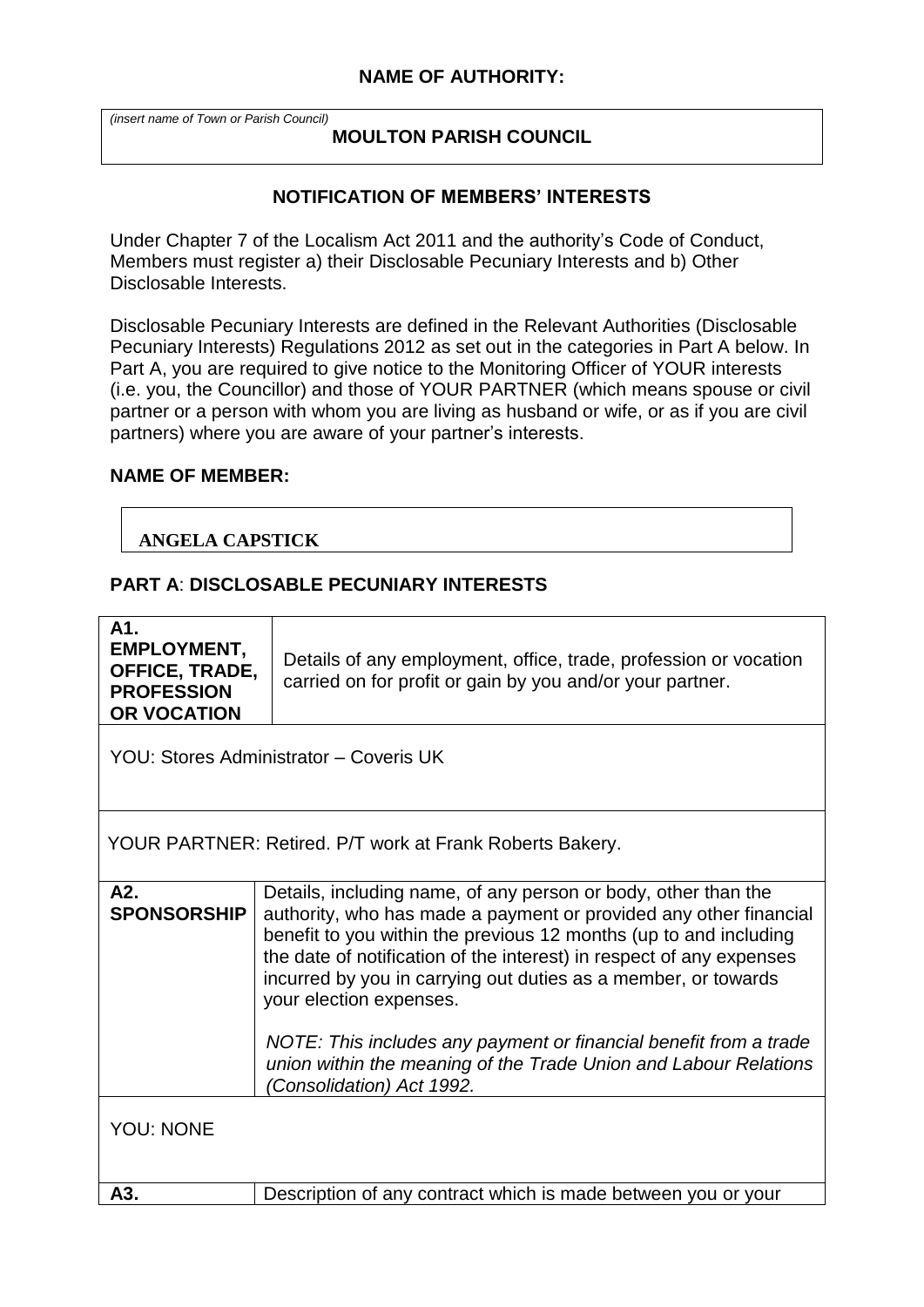**NAME OF AUTHORITY:**

*(insert name of Town or Parish Council)*

**MOULTON PARISH COUNCIL**

**NOTIFICATION OF MEMBERS' INTERESTS**

Under Chapter 7 of the Localism Act 2011 and the authority's Code of Conduct, Members must register a) their Disclosable Pecuniary Interests and b) Other Disclosable Interests.

Disclosable Pecuniary Interests are defined in the Relevant Authorities (Disclosable Pecuniary Interests) Regulations 2012 as set out in the categories in Part A below. In Part A, you are required to give notice to the Monitoring Officer of YOUR interests (i.e. you, the Councillor) and those of YOUR PARTNER (which means spouse or civil partner or a person with whom you are living as husband or wife, or as if you are civil partners) where you are aware of your partner's interests.

**NAME OF MEMBER:**

**ANGELA CAPSTICK**

**PART A**: **DISCLOSABLE PECUNIARY INTERESTS**

| | |
|---|---|
| **A1. EMPLOYMENT, OFFICE, TRADE, PROFESSION OR VOCATION** | Details of any employment, office, trade, profession or vocation carried on for profit or gain by you and/or your partner. |
| YOU: Stores Administrator – Coveris UK | |
| YOUR PARTNER: Retired. P/T work at Frank Roberts Bakery. | |
| **A2. SPONSORSHIP** | Details, including name, of any person or body, other than the authority, who has made a payment or provided any other financial benefit to you within the previous 12 months (up to and including the date of notification of the interest) in respect of any expenses incurred by you in carrying out duties as a member, or towards your election expenses.<br><br>*NOTE: This includes any payment or financial benefit from a trade union within the meaning of the Trade Union and Labour Relations (Consolidation) Act 1992.* |
| YOU: NONE | |
| **A3.** | Description of any contract which is made between you or your |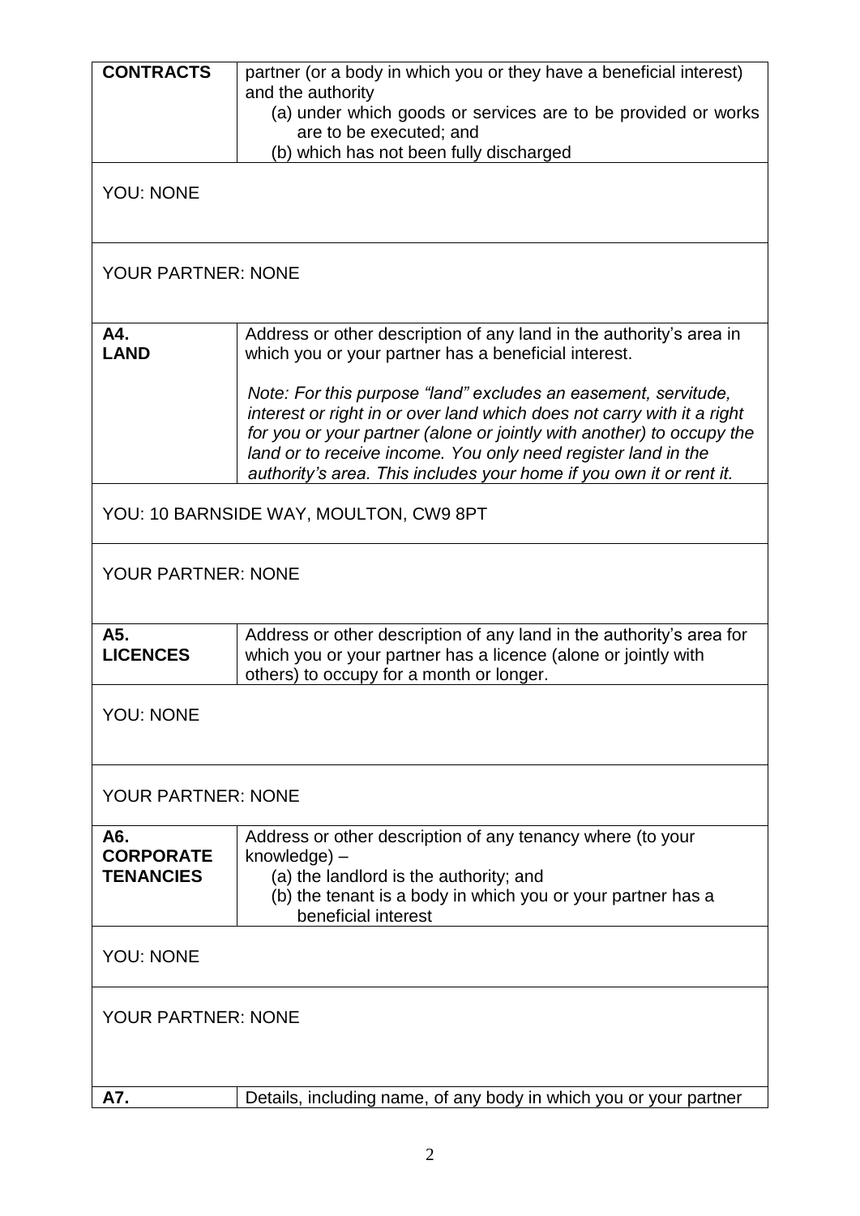| | |
|---|---|
| **CONTRACTS** | partner (or a body in which you or they have a beneficial interest) and the authority<br>(a) under which goods or services are to be provided or works are to be executed; and<br>(b) which has not been fully discharged |
| YOU: NONE | |
| YOUR PARTNER: NONE | |
| **A4.**<br>**LAND** | Address or other description of any land in the authority's area in which you or your partner has a beneficial interest.<br><br>*Note: For this purpose "land" excludes an easement, servitude, interest or right in or over land which does not carry with it a right for you or your partner (alone or jointly with another) to occupy the land or to receive income. You only need register land in the authority's area. This includes your home if you own it or rent it.* |
| YOU: 10 BARNSIDE WAY, MOULTON, CW9 8PT | |
| YOUR PARTNER: NONE | |
| **A5.**<br>**LICENCES** | Address or other description of any land in the authority's area for which you or your partner has a licence (alone or jointly with others) to occupy for a month or longer. |
| YOU: NONE | |
| YOUR PARTNER: NONE | |
| **A6.**<br>**CORPORATE TENANCIES** | Address or other description of any tenancy where (to your knowledge) –<br>(a) the landlord is the authority; and<br>(b) the tenant is a body in which you or your partner has a beneficial interest |
| YOU: NONE | |
| YOUR PARTNER: NONE | |
| **A7.** | Details, including name, of any body in which you or your partner |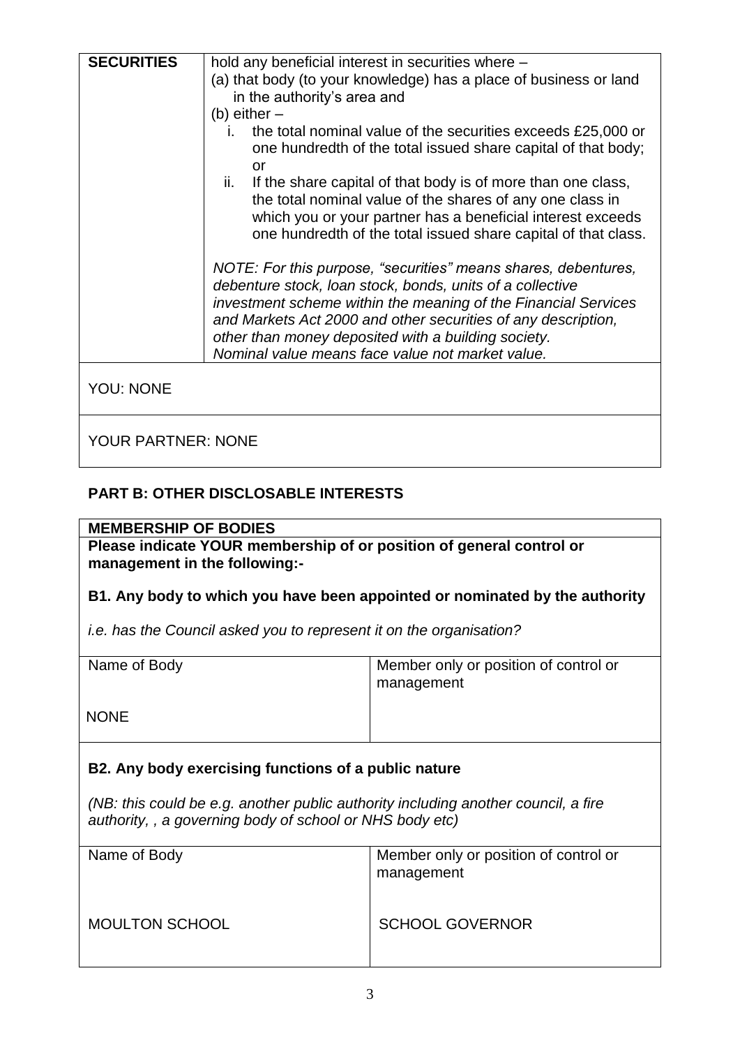| | |
|---|---|
| **SECURITIES** | hold any beneficial interest in securities where – (a) that body (to your knowledge) has a place of business or land in the authority's area and (b) either – i. the total nominal value of the securities exceeds £25,000 or one hundredth of the total issued share capital of that body; or ii. If the share capital of that body is of more than one class, the total nominal value of the shares of any one class in which you or your partner has a beneficial interest exceeds one hundredth of the total issued share capital of that class. *NOTE: For this purpose, "securities" means shares, debentures, debenture stock, loan stock, bonds, units of a collective investment scheme within the meaning of the Financial Services and Markets Act 2000 and other securities of any description, other than money deposited with a building society. Nominal value means face value not market value.* |
| YOU: NONE | |
| YOUR PARTNER: NONE | |

## PART B: OTHER DISCLOSABLE INTERESTS

**MEMBERSHIP OF BODIES**

**Please indicate YOUR membership of or position of general control or management in the following:-**

**B1. Any body to which you have been appointed or nominated by the authority**

*i.e. has the Council asked you to represent it on the organisation?*

| Name of Body | Member only or position of control or management |
|---|---|
| NONE | |

**B2. Any body exercising functions of a public nature**

*(NB: this could be e.g. another public authority including another council, a fire authority, , a governing body of school or NHS body etc)*

| Name of Body | Member only or position of control or management |
|---|---|
| MOULTON SCHOOL | SCHOOL GOVERNOR |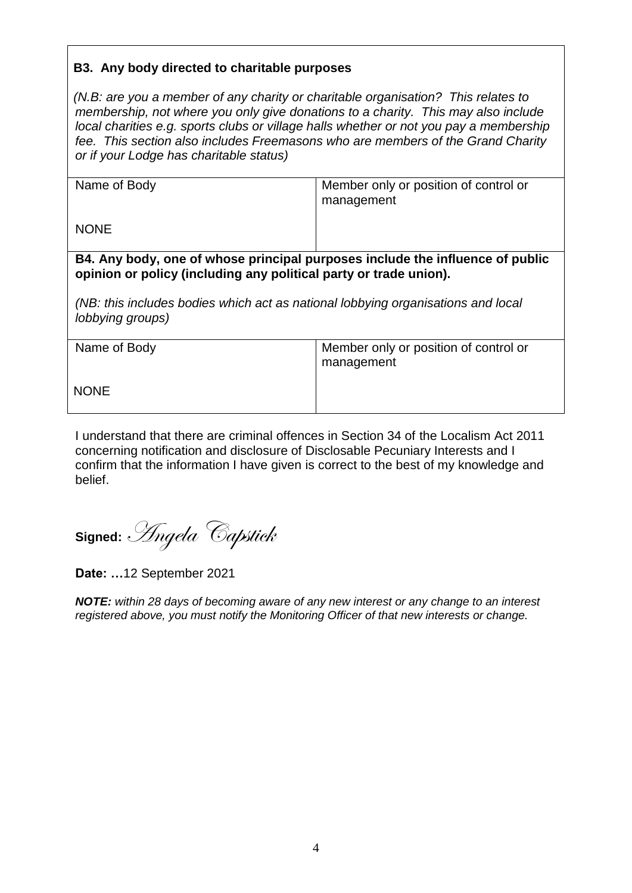**B3. Any body directed to charitable purposes**

*(N.B: are you a member of any charity or charitable organisation? This relates to membership, not where you only give donations to a charity. This may also include local charities e.g. sports clubs or village halls whether or not you pay a membership fee. This section also includes Freemasons who are members of the Grand Charity or if your Lodge has charitable status)*

| Name of Body | Member only or position of control or management |
|---|---|
| NONE | |

**B4. Any body, one of whose principal purposes include the influence of public opinion or policy (including any political party or trade union).**

*(NB: this includes bodies which act as national lobbying organisations and local lobbying groups)*

| Name of Body | Member only or position of control or management |
|---|---|
| NONE | |

I understand that there are criminal offences in Section 34 of the Localism Act 2011 concerning notification and disclosure of Disclosable Pecuniary Interests and I confirm that the information I have given is correct to the best of my knowledge and belief.

**Signed:** Angela Capstick

**Date: …**12 September 2021

***NOTE:*** *within 28 days of becoming aware of any new interest or any change to an interest registered above, you must notify the Monitoring Officer of that new interests or change.*